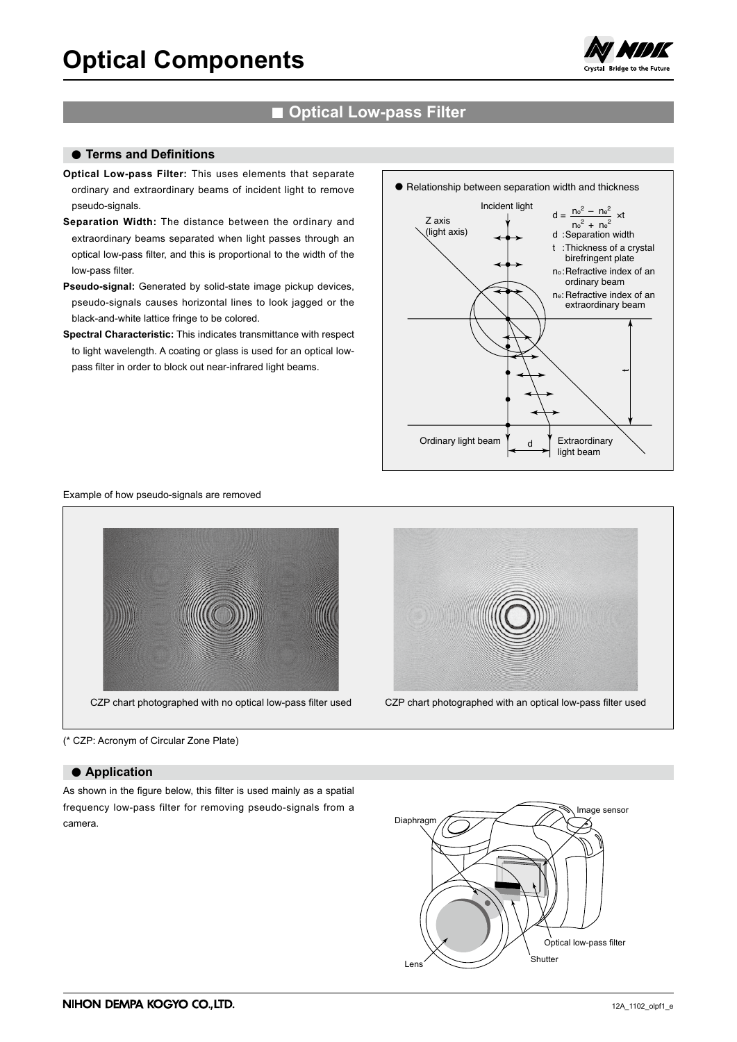# Optical Components

## Optical Low-pass Filter

### Terms and Definitions

**Optical Low-pass Filter:** This uses elements that separate ordinary and extraordinary beams of incident light to remove pseudo-signals.

**Separation Width:** The distance between the ordinary and extraordinary beams separated when light passes through an optical low-pass filter, and this is proportional to the width of the low-pass filter.

**Pseudo-signal:** Generated by solid-state image pickup devices, pseudo-signals causes horizontal lines to look jagged or the black-and-white lattice fringe to be colored.

**Spectral Characteristic:** This indicates transmittance with respect to light wavelength. A coating or glass is used for an optical low-pass filter in order to block out near-infrared light beams.

Relationship between separation width and thickness

$$d = \frac{n_o^2 - n_e^2}{n_o^2 + n_e^2} \times t$$

- d : Separation width
- t : Thickness of a crystal birefringent plate
- $n_o$ : Refractive index of an ordinary beam
- $n_e$ : Refractive index of an extraordinary beam

Incident light; Z axis (light axis); Ordinary light beam; Extraordinary light beam; d; t

Example of how pseudo-signals are removed

CZP chart photographed with no optical low-pass filter used

CZP chart photographed with an optical low-pass filter used

(* CZP: Acronym of Circular Zone Plate)

### Application

As shown in the figure below, this filter is used mainly as a spatial frequency low-pass filter for removing pseudo-signals from a camera.

Diaphragm; Image sensor; Optical low-pass filter; Shutter; Lens

NIHON DEMPA KOGYO CO.,LTD.

12A_1102_olpf1_e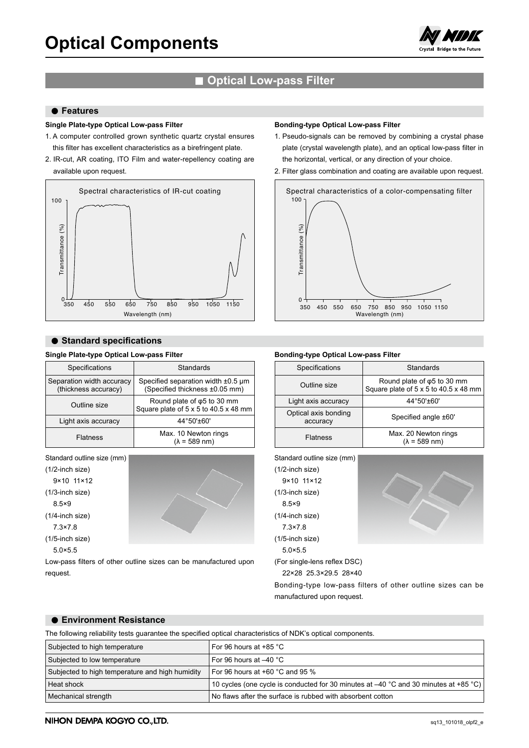# Optical Components

## Optical Low-pass Filter

### Features

**Single Plate-type Optical Low-pass Filter**

1. A computer controlled grown synthetic quartz crystal ensures this filter has excellent characteristics as a birefringent plate.
2. IR-cut, AR coating, ITO Film and water-repellency coating are available upon request.

Spectral characteristics of IR-cut coating

**Bonding-type Optical Low-pass Filter**

1. Pseudo-signals can be removed by combining a crystal phase plate (crystal wavelength plate), and an optical low-pass filter in the horizontal, vertical, or any direction of your choice.
2. Filter glass combination and coating are available upon request.

Spectral characteristics of a color-compensating filter

### Standard specifications

**Single Plate-type Optical Low-pass Filter**

| Specifications | Standards |
|---|---|
| Separation width accuracy (thickness accuracy) | Specified separation width ±0.5 μm (Specified thickness ±0.05 mm) |
| Outline size | Round plate of φ5 to 30 mm<br>Square plate of 5 x 5 to 40.5 x 48 mm |
| Light axis accuracy | 44°50'±60' |
| Flatness | Max. 10 Newton rings (λ = 589 nm) |

Standard outline size (mm)

(1/2-inch size)
9×10 11×12

(1/3-inch size)
8.5×9

(1/4-inch size)
7.3×7.8

(1/5-inch size)
5.0×5.5

Low-pass filters of other outline sizes can be manufactured upon request.

**Bonding-type Optical Low-pass Filter**

| Specifications | Standards |
|---|---|
| Outline size | Round plate of φ5 to 30 mm<br>Square plate of 5 x 5 to 40.5 x 48 mm |
| Light axis accuracy | 44°50'±60' |
| Optical axis bonding accuracy | Specified angle ±60' |
| Flatness | Max. 20 Newton rings (λ = 589 nm) |

Standard outline size (mm)

(1/2-inch size)
9×10 11×12

(1/3-inch size)
8.5×9

(1/4-inch size)
7.3×7.8

(1/5-inch size)
5.0×5.5

(For single-lens reflex DSC)
22×28 25.3×29.5 28×40

Bonding-type low-pass filters of other outline sizes can be manufactured upon request.

### Environment Resistance

The following reliability tests guarantee the specified optical characteristics of NDK's optical components.

| Test | Condition |
|---|---|
| Subjected to high temperature | For 96 hours at +85 °C |
| Subjected to low temperature | For 96 hours at –40 °C |
| Subjected to high temperature and high humidity | For 96 hours at +60 °C and 95 % |
| Heat shock | 10 cycles (one cycle is conducted for 30 minutes at –40 °C and 30 minutes at +85 °C) |
| Mechanical strength | No flaws after the surface is rubbed with absorbent cotton |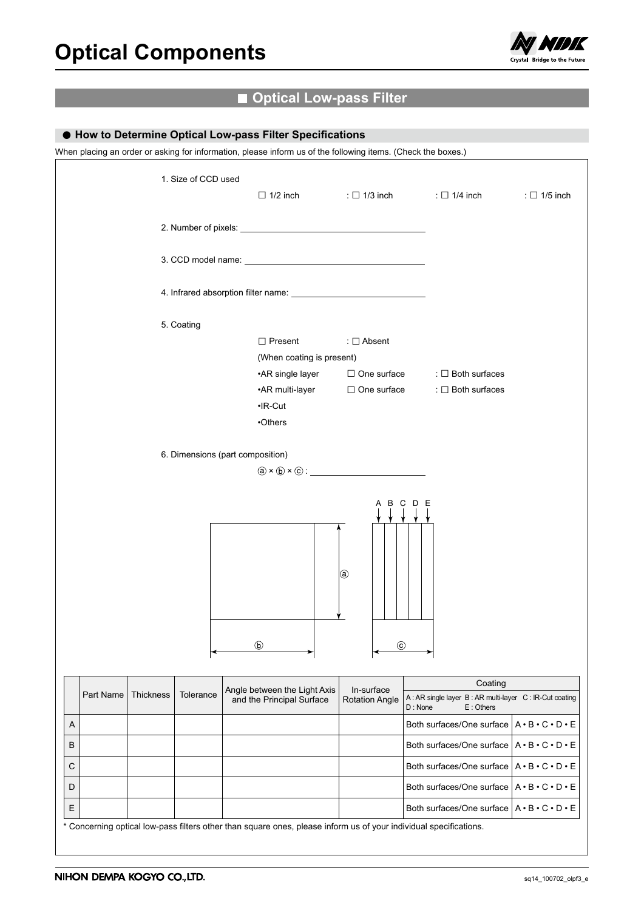# Optical Components

## ■ Optical Low-pass Filter

### ● How to Determine Optical Low-pass Filter Specifications

When placing an order or asking for information, please inform us of the following items. (Check the boxes.)

1. Size of CCD used

   ☐ 1/2 inch : ☐ 1/3 inch : ☐ 1/4 inch : ☐ 1/5 inch

2. Number of pixels: ______________________

3. CCD model name: ______________________

4. Infrared absorption filter name: ______________________

5. Coating

   ☐ Present : ☐ Absent

   (When coating is present)

   •AR single layer ☐ One surface : ☐ Both surfaces

   •AR multi-layer ☐ One surface : ☐ Both surfaces

   •IR-Cut

   •Others

6. Dimensions (part composition)

   ⓐ × ⓑ × ⓒ : ______________________

A B C D E

ⓐ

ⓑ

ⓒ

| | Part Name | Thickness | Tolerance | Angle between the Light Axis and the Principal Surface | In-surface Rotation Angle | Coating | |
|---|---|---|---|---|---|---|---|
| | | | | | | A : AR single layer B : AR multi-layer C : IR-Cut coating D : None E : Others | |
| A | | | | | | Both surfaces/One surface | A • B • C • D • E |
| B | | | | | | Both surfaces/One surface | A • B • C • D • E |
| C | | | | | | Both surfaces/One surface | A • B • C • D • E |
| D | | | | | | Both surfaces/One surface | A • B • C • D • E |
| E | | | | | | Both surfaces/One surface | A • B • C • D • E |

* Concerning optical low-pass filters other than square ones, please inform us of your individual specifications.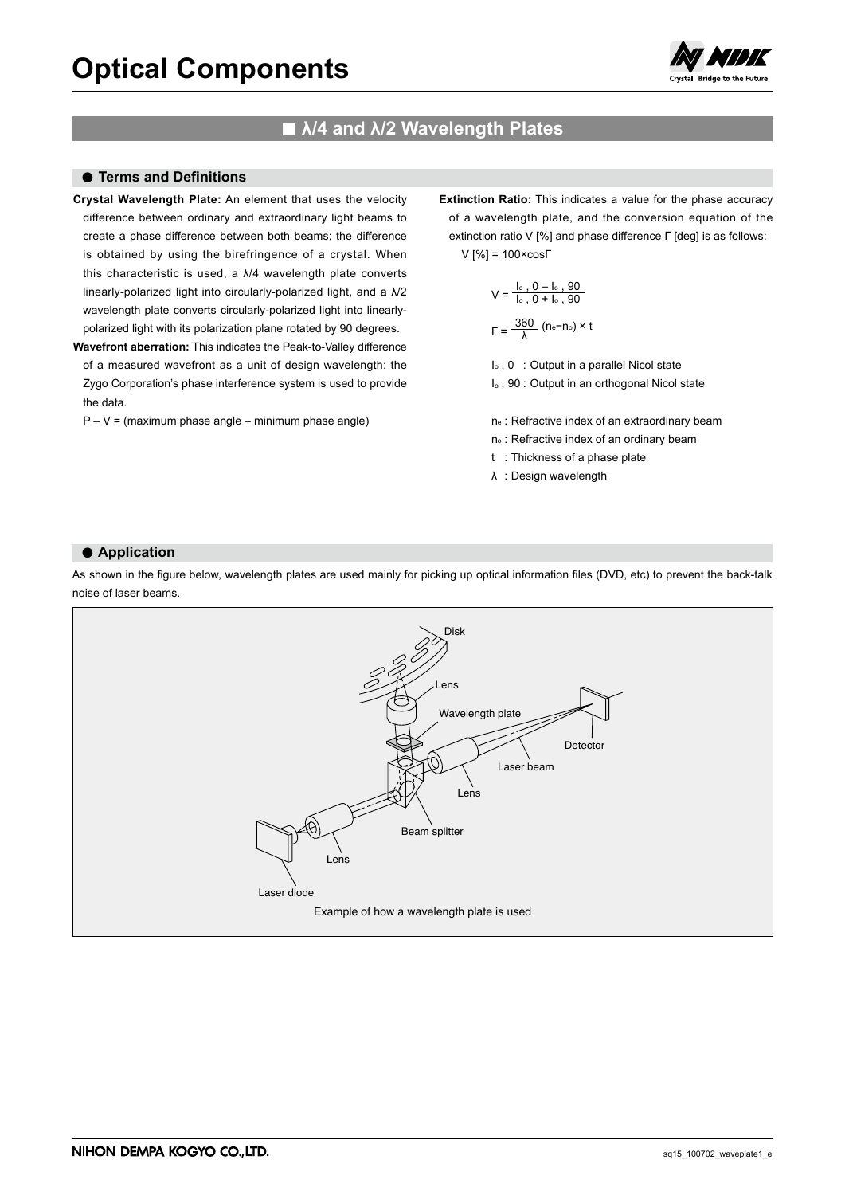# Optical Components

## λ/4 and λ/2 Wavelength Plates

### Terms and Definitions

**Crystal Wavelength Plate:** An element that uses the velocity difference between ordinary and extraordinary light beams to create a phase difference between both beams; the difference is obtained by using the birefringence of a crystal. When this characteristic is used, a λ/4 wavelength plate converts linearly-polarized light into circularly-polarized light, and a λ/2 wavelength plate converts circularly-polarized light into linearly-polarized light with its polarization plane rotated by 90 degrees.

**Wavefront aberration:** This indicates the Peak-to-Valley difference of a measured wavefront as a unit of design wavelength: the Zygo Corporation's phase interference system is used to provide the data.

P – V = (maximum phase angle – minimum phase angle)

**Extinction Ratio:** This indicates a value for the phase accuracy of a wavelength plate, and the conversion equation of the extinction ratio V [%] and phase difference Γ [deg] is as follows:

V [%] = 100×cosΓ

$$V = \frac{I_{o,0} - I_{o,90}}{I_{o,0} + I_{o,90}}$$

$$\Gamma = \frac{360}{\lambda}(n_e - n_o) \times t$$

$I_{o,0}$ : Output in a parallel Nicol state

$I_{o,90}$ : Output in an orthogonal Nicol state

$n_e$ : Refractive index of an extraordinary beam

$n_o$ : Refractive index of an ordinary beam

t : Thickness of a phase plate

λ : Design wavelength

### Application

As shown in the figure below, wavelength plates are used mainly for picking up optical information files (DVD, etc) to prevent the back-talk noise of laser beams.

Disk
Lens
Wavelength plate
Detector
Laser beam
Lens
Beam splitter
Lens
Laser diode

Example of how a wavelength plate is used